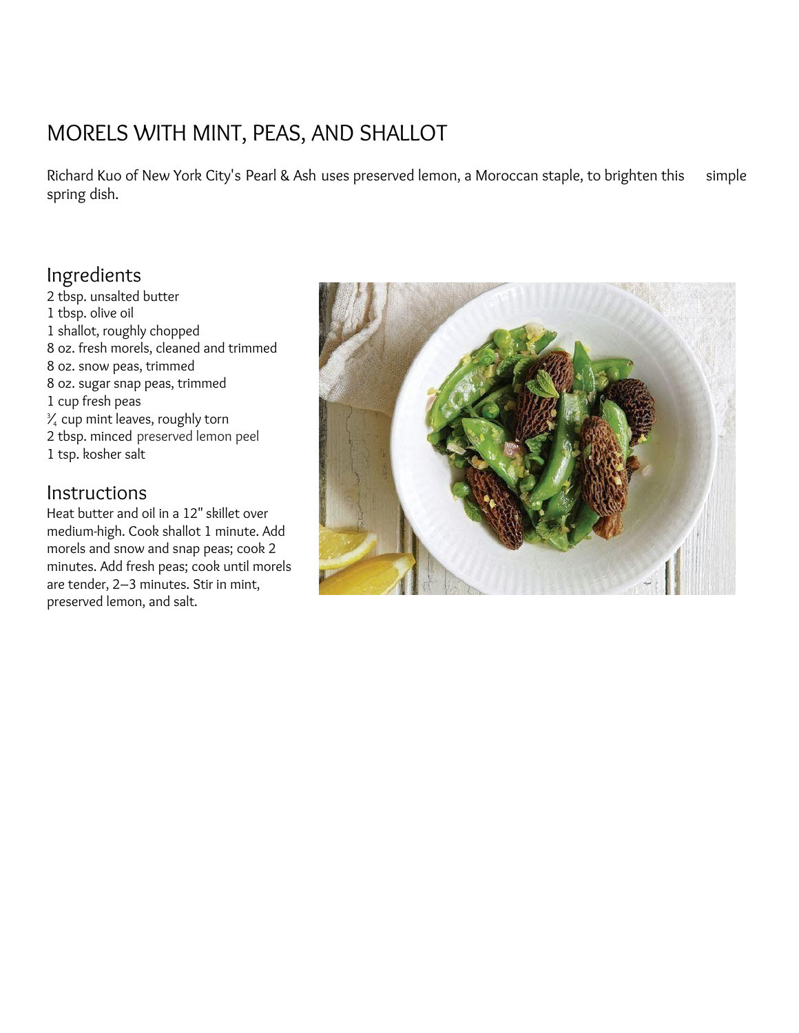# MORELS WITH MINT, PEAS, AND SHALLOT

Richard Kuo of New York City's Pearl & Ash uses preserved lemon, a Moroccan staple, to brighten this simple spring dish.

## Ingredients

2 tbsp. unsalted butter
1 tbsp. olive oil
1 shallot, roughly chopped
8 oz. fresh morels, cleaned and trimmed
8 oz. snow peas, trimmed
8 oz. sugar snap peas, trimmed
1 cup fresh peas
¾ cup mint leaves, roughly torn
2 tbsp. minced preserved lemon peel
1 tsp. kosher salt

## Instructions

Heat butter and oil in a 12" skillet over medium-high. Cook shallot 1 minute. Add morels and snow and snap peas; cook 2 minutes. Add fresh peas; cook until morels are tender, 2–3 minutes. Stir in mint, preserved lemon, and salt.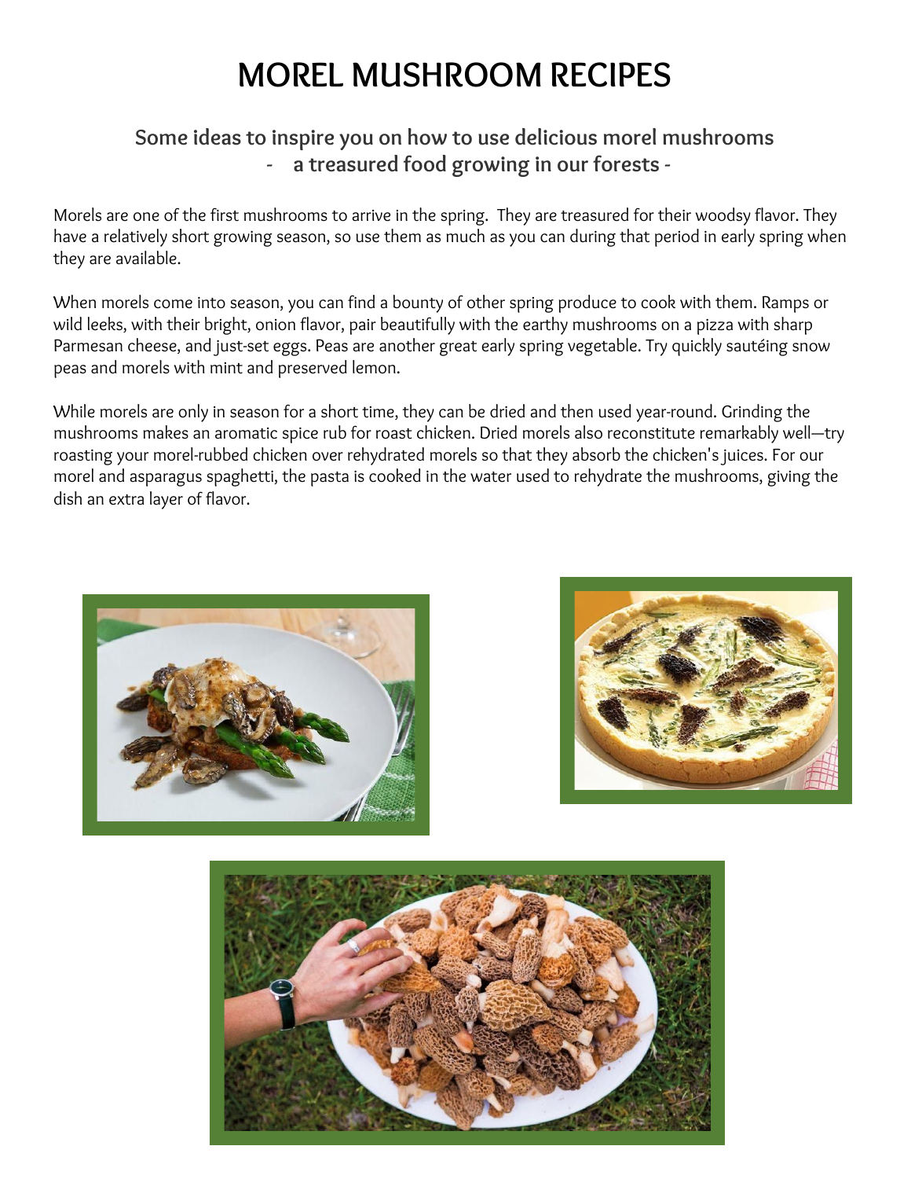# MOREL MUSHROOM RECIPES

## Some ideas to inspire you on how to use delicious morel mushrooms
## - a treasured food growing in our forests -

Morels are one of the first mushrooms to arrive in the spring. They are treasured for their woodsy flavor. They have a relatively short growing season, so use them as much as you can during that period in early spring when they are available.

When morels come into season, you can find a bounty of other spring produce to cook with them. Ramps or wild leeks, with their bright, onion flavor, pair beautifully with the earthy mushrooms on a pizza with sharp Parmesan cheese, and just-set eggs. Peas are another great early spring vegetable. Try quickly sautéing snow peas and morels with mint and preserved lemon.

While morels are only in season for a short time, they can be dried and then used year-round. Grinding the mushrooms makes an aromatic spice rub for roast chicken. Dried morels also reconstitute remarkably well—try roasting your morel-rubbed chicken over rehydrated morels so that they absorb the chicken's juices. For our morel and asparagus spaghetti, the pasta is cooked in the water used to rehydrate the mushrooms, giving the dish an extra layer of flavor.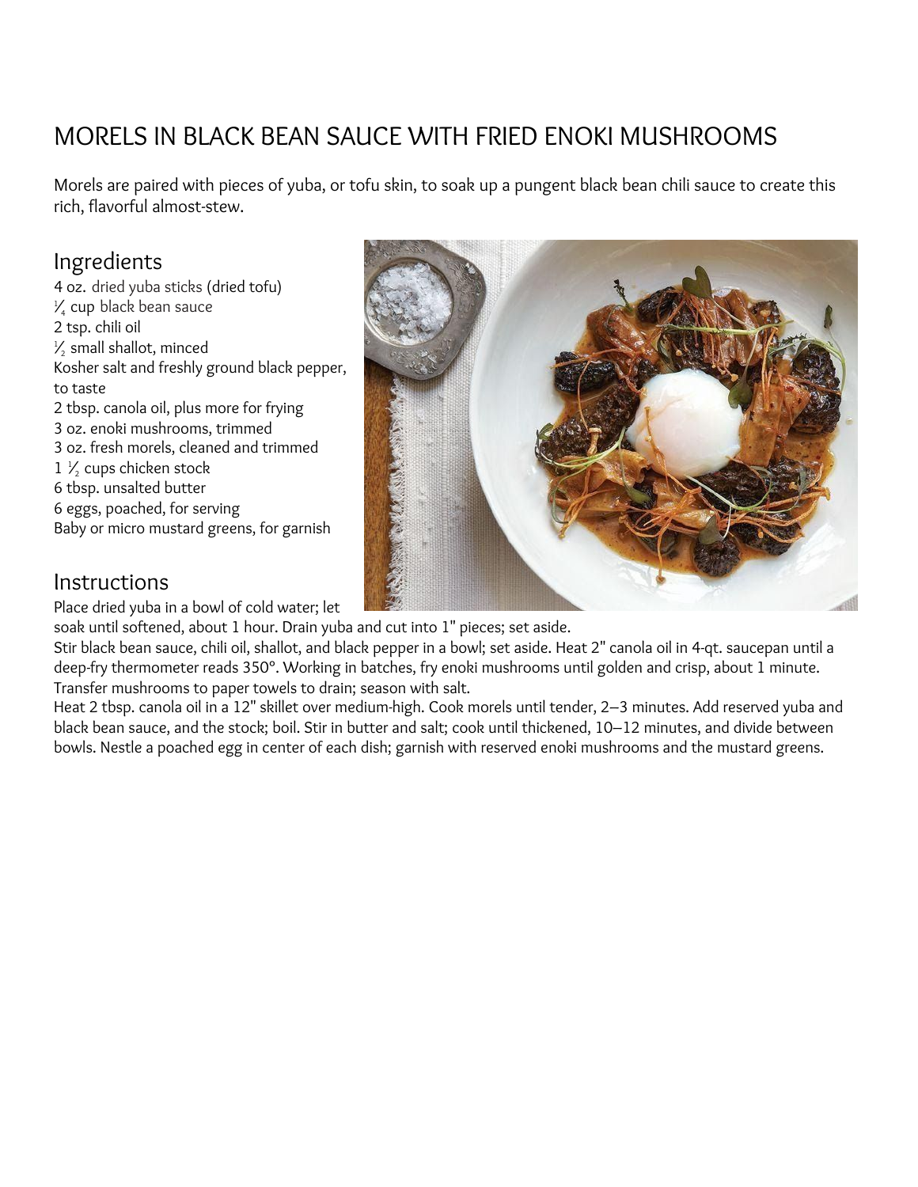# MORELS IN BLACK BEAN SAUCE WITH FRIED ENOKI MUSHROOMS

Morels are paired with pieces of yuba, or tofu skin, to soak up a pungent black bean chili sauce to create this rich, flavorful almost-stew.

## Ingredients

4 oz. dried yuba sticks (dried tofu)
¼ cup black bean sauce
2 tsp. chili oil
½ small shallot, minced
Kosher salt and freshly ground black pepper, to taste
2 tbsp. canola oil, plus more for frying
3 oz. enoki mushrooms, trimmed
3 oz. fresh morels, cleaned and trimmed
1 ½ cups chicken stock
6 tbsp. unsalted butter
6 eggs, poached, for serving
Baby or micro mustard greens, for garnish

## Instructions

Place dried yuba in a bowl of cold water; let soak until softened, about 1 hour. Drain yuba and cut into 1" pieces; set aside.

Stir black bean sauce, chili oil, shallot, and black pepper in a bowl; set aside. Heat 2" canola oil in 4-qt. saucepan until a deep-fry thermometer reads 350°. Working in batches, fry enoki mushrooms until golden and crisp, about 1 minute. Transfer mushrooms to paper towels to drain; season with salt.

Heat 2 tbsp. canola oil in a 12" skillet over medium-high. Cook morels until tender, 2–3 minutes. Add reserved yuba and black bean sauce, and the stock; boil. Stir in butter and salt; cook until thickened, 10–12 minutes, and divide between bowls. Nestle a poached egg in center of each dish; garnish with reserved enoki mushrooms and the mustard greens.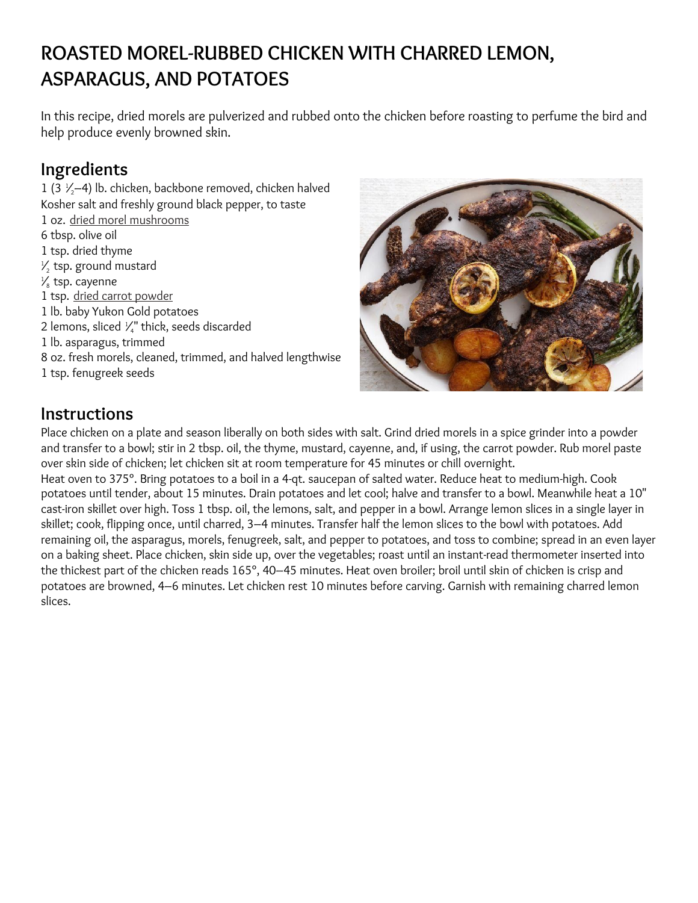# ROASTED MOREL-RUBBED CHICKEN WITH CHARRED LEMON, ASPARAGUS, AND POTATOES

In this recipe, dried morels are pulverized and rubbed onto the chicken before roasting to perfume the bird and help produce evenly browned skin.

## Ingredients

1 (3 ½–4) lb. chicken, backbone removed, chicken halved
Kosher salt and freshly ground black pepper, to taste
1 oz. dried morel mushrooms
6 tbsp. olive oil
1 tsp. dried thyme
½ tsp. ground mustard
⅛ tsp. cayenne
1 tsp. dried carrot powder
1 lb. baby Yukon Gold potatoes
2 lemons, sliced ¼" thick, seeds discarded
1 lb. asparagus, trimmed
8 oz. fresh morels, cleaned, trimmed, and halved lengthwise
1 tsp. fenugreek seeds

## Instructions

Place chicken on a plate and season liberally on both sides with salt. Grind dried morels in a spice grinder into a powder and transfer to a bowl; stir in 2 tbsp. oil, the thyme, mustard, cayenne, and, if using, the carrot powder. Rub morel paste over skin side of chicken; let chicken sit at room temperature for 45 minutes or chill overnight.
Heat oven to 375°. Bring potatoes to a boil in a 4-qt. saucepan of salted water. Reduce heat to medium-high. Cook potatoes until tender, about 15 minutes. Drain potatoes and let cool; halve and transfer to a bowl. Meanwhile heat a 10" cast-iron skillet over high. Toss 1 tbsp. oil, the lemons, salt, and pepper in a bowl. Arrange lemon slices in a single layer in skillet; cook, flipping once, until charred, 3–4 minutes. Transfer half the lemon slices to the bowl with potatoes. Add remaining oil, the asparagus, morels, fenugreek, salt, and pepper to potatoes, and toss to combine; spread in an even layer on a baking sheet. Place chicken, skin side up, over the vegetables; roast until an instant-read thermometer inserted into the thickest part of the chicken reads 165°, 40–45 minutes. Heat oven broiler; broil until skin of chicken is crisp and potatoes are browned, 4–6 minutes. Let chicken rest 10 minutes before carving. Garnish with remaining charred lemon slices.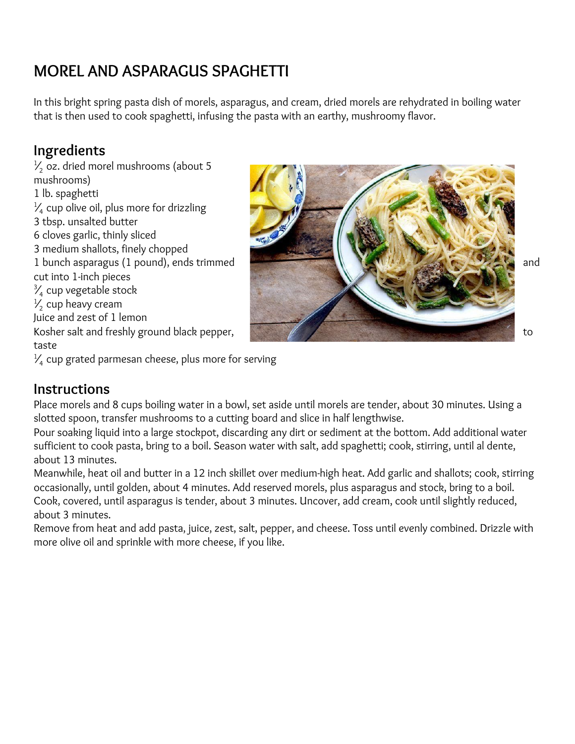# MOREL AND ASPARAGUS SPAGHETTI

In this bright spring pasta dish of morels, asparagus, and cream, dried morels are rehydrated in boiling water that is then used to cook spaghetti, infusing the pasta with an earthy, mushroomy flavor.

## Ingredients

½ oz. dried morel mushrooms (about 5 mushrooms)
1 lb. spaghetti
¼ cup olive oil, plus more for drizzling
3 tbsp. unsalted butter
6 cloves garlic, thinly sliced
3 medium shallots, finely chopped
1 bunch asparagus (1 pound), ends trimmed and cut into 1-inch pieces
¾ cup vegetable stock
½ cup heavy cream
Juice and zest of 1 lemon
Kosher salt and freshly ground black pepper, to taste
¼ cup grated parmesan cheese, plus more for serving

## Instructions

Place morels and 8 cups boiling water in a bowl, set aside until morels are tender, about 30 minutes. Using a slotted spoon, transfer mushrooms to a cutting board and slice in half lengthwise.

Pour soaking liquid into a large stockpot, discarding any dirt or sediment at the bottom. Add additional water sufficient to cook pasta, bring to a boil. Season water with salt, add spaghetti; cook, stirring, until al dente, about 13 minutes.

Meanwhile, heat oil and butter in a 12 inch skillet over medium-high heat. Add garlic and shallots; cook, stirring occasionally, until golden, about 4 minutes. Add reserved morels, plus asparagus and stock, bring to a boil. Cook, covered, until asparagus is tender, about 3 minutes. Uncover, add cream, cook until slightly reduced, about 3 minutes.

Remove from heat and add pasta, juice, zest, salt, pepper, and cheese. Toss until evenly combined. Drizzle with more olive oil and sprinkle with more cheese, if you like.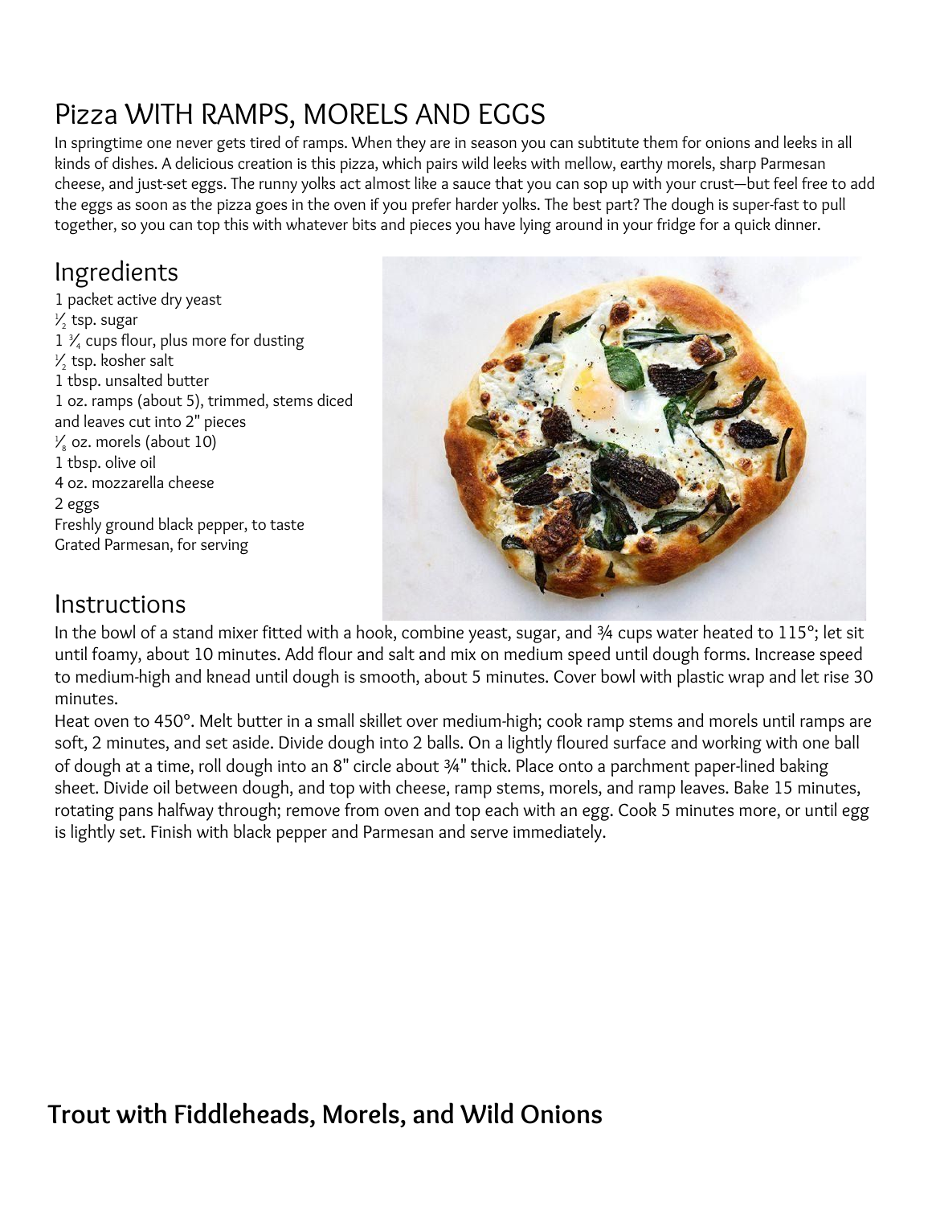# Pizza WITH RAMPS, MORELS AND EGGS

In springtime one never gets tired of ramps. When they are in season you can subtitute them for onions and leeks in all kinds of dishes. A delicious creation is this pizza, which pairs wild leeks with mellow, earthy morels, sharp Parmesan cheese, and just-set eggs. The runny yolks act almost like a sauce that you can sop up with your crust—but feel free to add the eggs as soon as the pizza goes in the oven if you prefer harder yolks. The best part? The dough is super-fast to pull together, so you can top this with whatever bits and pieces you have lying around in your fridge for a quick dinner.

## Ingredients

1 packet active dry yeast
½ tsp. sugar
1 ¾ cups flour, plus more for dusting
½ tsp. kosher salt
1 tbsp. unsalted butter
1 oz. ramps (about 5), trimmed, stems diced and leaves cut into 2" pieces
⅛ oz. morels (about 10)
1 tbsp. olive oil
4 oz. mozzarella cheese
2 eggs
Freshly ground black pepper, to taste
Grated Parmesan, for serving

## Instructions

In the bowl of a stand mixer fitted with a hook, combine yeast, sugar, and ¾ cups water heated to 115°; let sit until foamy, about 10 minutes. Add flour and salt and mix on medium speed until dough forms. Increase speed to medium-high and knead until dough is smooth, about 5 minutes. Cover bowl with plastic wrap and let rise 30 minutes.

Heat oven to 450°. Melt butter in a small skillet over medium-high; cook ramp stems and morels until ramps are soft, 2 minutes, and set aside. Divide dough into 2 balls. On a lightly floured surface and working with one ball of dough at a time, roll dough into an 8" circle about ¾" thick. Place onto a parchment paper-lined baking sheet. Divide oil between dough, and top with cheese, ramp stems, morels, and ramp leaves. Bake 15 minutes, rotating pans halfway through; remove from oven and top each with an egg. Cook 5 minutes more, or until egg is lightly set. Finish with black pepper and Parmesan and serve immediately.

# Trout with Fiddleheads, Morels, and Wild Onions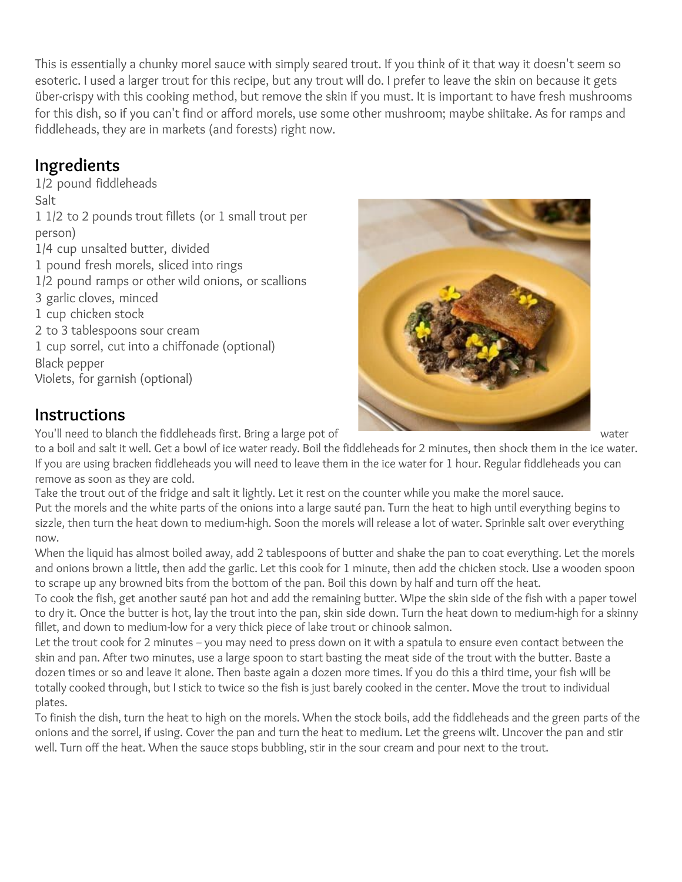This is essentially a chunky morel sauce with simply seared trout. If you think of it that way it doesn't seem so esoteric. I used a larger trout for this recipe, but any trout will do. I prefer to leave the skin on because it gets über-crispy with this cooking method, but remove the skin if you must. It is important to have fresh mushrooms for this dish, so if you can't find or afford morels, use some other mushroom; maybe shiitake. As for ramps and fiddleheads, they are in markets (and forests) right now.

## Ingredients

1/2 pound fiddleheads
Salt
1 1/2 to 2 pounds trout fillets (or 1 small trout per person)
1/4 cup unsalted butter, divided
1 pound fresh morels, sliced into rings
1/2 pound ramps or other wild onions, or scallions
3 garlic cloves, minced
1 cup chicken stock
2 to 3 tablespoons sour cream
1 cup sorrel, cut into a chiffonade (optional)
Black pepper
Violets, for garnish (optional)

## Instructions

You'll need to blanch the fiddleheads first. Bring a large pot of water to a boil and salt it well. Get a bowl of ice water ready. Boil the fiddleheads for 2 minutes, then shock them in the ice water. If you are using bracken fiddleheads you will need to leave them in the ice water for 1 hour. Regular fiddleheads you can remove as soon as they are cold.

Take the trout out of the fridge and salt it lightly. Let it rest on the counter while you make the morel sauce.

Put the morels and the white parts of the onions into a large sauté pan. Turn the heat to high until everything begins to sizzle, then turn the heat down to medium-high. Soon the morels will release a lot of water. Sprinkle salt over everything now.

When the liquid has almost boiled away, add 2 tablespoons of butter and shake the pan to coat everything. Let the morels and onions brown a little, then add the garlic. Let this cook for 1 minute, then add the chicken stock. Use a wooden spoon to scrape up any browned bits from the bottom of the pan. Boil this down by half and turn off the heat.

To cook the fish, get another sauté pan hot and add the remaining butter. Wipe the skin side of the fish with a paper towel to dry it. Once the butter is hot, lay the trout into the pan, skin side down. Turn the heat down to medium-high for a skinny fillet, and down to medium-low for a very thick piece of lake trout or chinook salmon.

Let the trout cook for 2 minutes -- you may need to press down on it with a spatula to ensure even contact between the skin and pan. After two minutes, use a large spoon to start basting the meat side of the trout with the butter. Baste a dozen times or so and leave it alone. Then baste again a dozen more times. If you do this a third time, your fish will be totally cooked through, but I stick to twice so the fish is just barely cooked in the center. Move the trout to individual plates.

To finish the dish, turn the heat to high on the morels. When the stock boils, add the fiddleheads and the green parts of the onions and the sorrel, if using. Cover the pan and turn the heat to medium. Let the greens wilt. Uncover the pan and stir well. Turn off the heat. When the sauce stops bubbling, stir in the sour cream and pour next to the trout.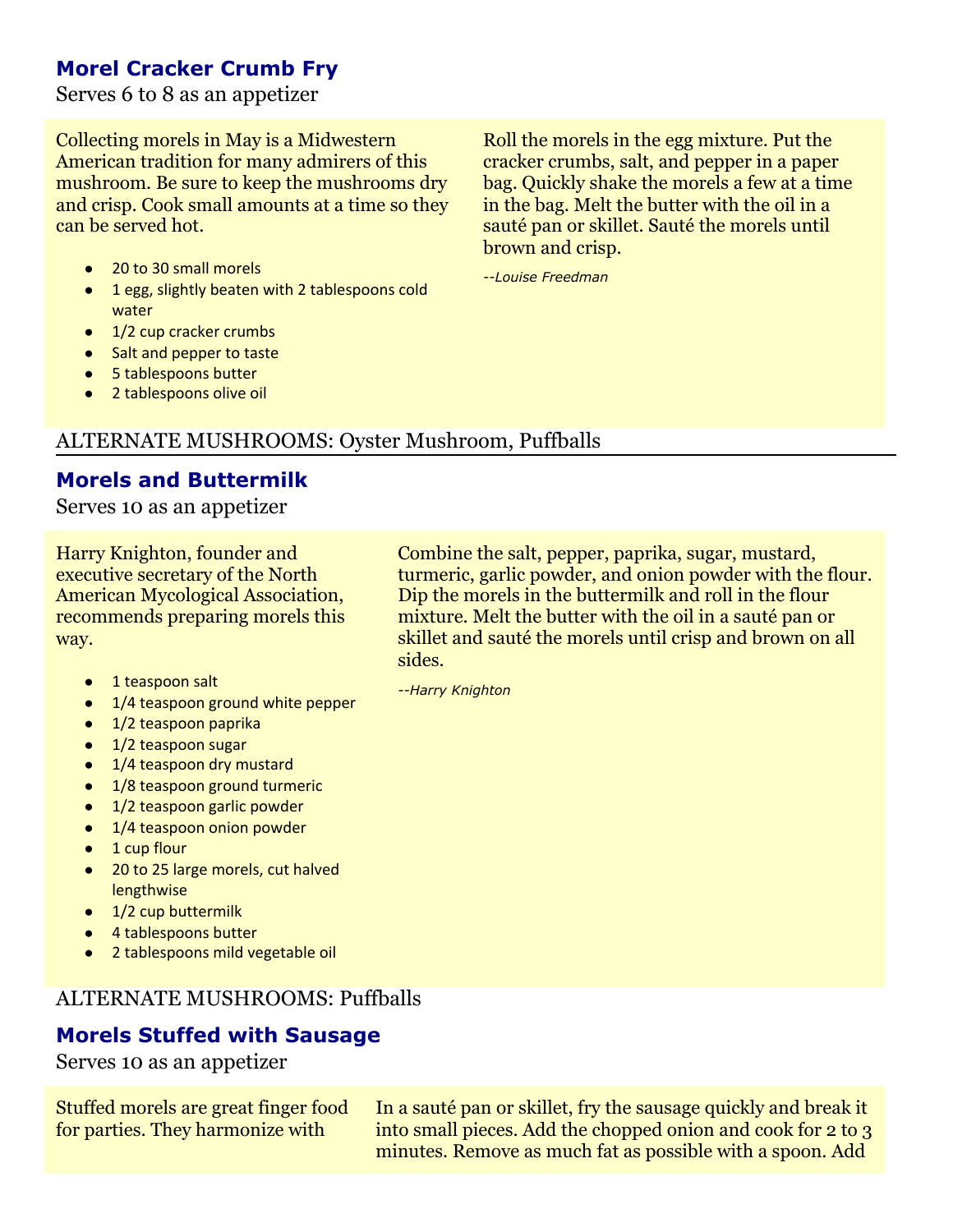## Morel Cracker Crumb Fry

Serves 6 to 8 as an appetizer

Collecting morels in May is a Midwestern American tradition for many admirers of this mushroom. Be sure to keep the mushrooms dry and crisp. Cook small amounts at a time so they can be served hot.

- 20 to 30 small morels
- 1 egg, slightly beaten with 2 tablespoons cold water
- 1/2 cup cracker crumbs
- Salt and pepper to taste
- 5 tablespoons butter
- 2 tablespoons olive oil

Roll the morels in the egg mixture. Put the cracker crumbs, salt, and pepper in a paper bag. Quickly shake the morels a few at a time in the bag. Melt the butter with the oil in a sauté pan or skillet. Sauté the morels until brown and crisp.

*--Louise Freedman*

ALTERNATE MUSHROOMS: Oyster Mushroom, Puffballs

---

## Morels and Buttermilk

Serves 10 as an appetizer

Harry Knighton, founder and executive secretary of the North American Mycological Association, recommends preparing morels this way.

- 1 teaspoon salt
- 1/4 teaspoon ground white pepper
- 1/2 teaspoon paprika
- 1/2 teaspoon sugar
- 1/4 teaspoon dry mustard
- 1/8 teaspoon ground turmeric
- 1/2 teaspoon garlic powder
- 1/4 teaspoon onion powder
- 1 cup flour
- 20 to 25 large morels, cut halved lengthwise
- 1/2 cup buttermilk
- 4 tablespoons butter
- 2 tablespoons mild vegetable oil

Combine the salt, pepper, paprika, sugar, mustard, turmeric, garlic powder, and onion powder with the flour. Dip the morels in the buttermilk and roll in the flour mixture. Melt the butter with the oil in a sauté pan or skillet and sauté the morels until crisp and brown on all sides.

*--Harry Knighton*

ALTERNATE MUSHROOMS: Puffballs

## Morels Stuffed with Sausage

Serves 10 as an appetizer

Stuffed morels are great finger food for parties. They harmonize with

In a sauté pan or skillet, fry the sausage quickly and break it into small pieces. Add the chopped onion and cook for 2 to 3 minutes. Remove as much fat as possible with a spoon. Add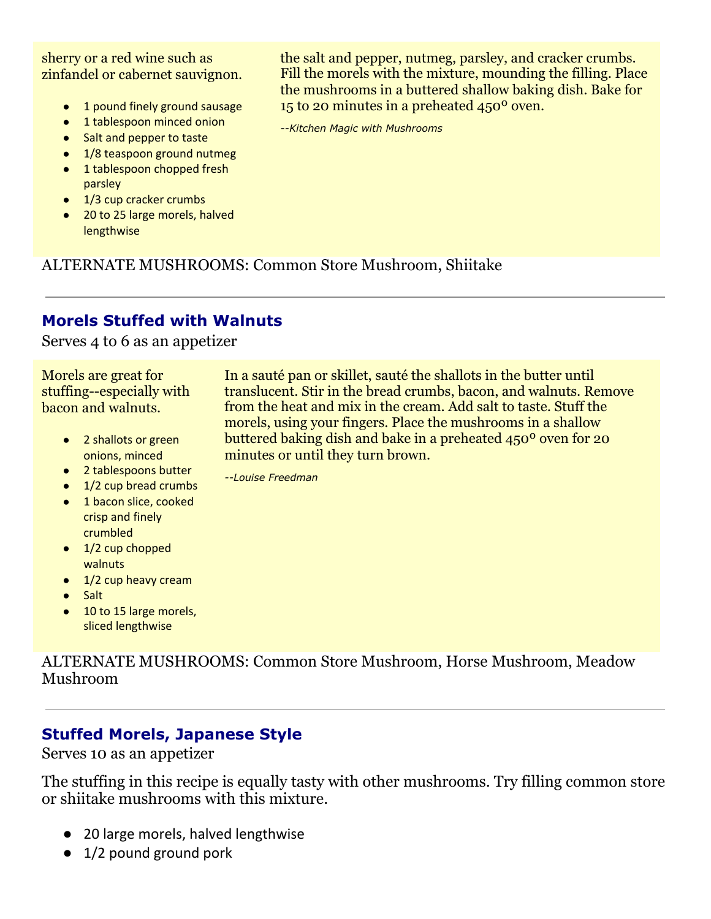sherry or a red wine such as zinfandel or cabernet sauvignon.

- 1 pound finely ground sausage
- 1 tablespoon minced onion
- Salt and pepper to taste
- 1/8 teaspoon ground nutmeg
- 1 tablespoon chopped fresh parsley
- 1/3 cup cracker crumbs
- 20 to 25 large morels, halved lengthwise

the salt and pepper, nutmeg, parsley, and cracker crumbs. Fill the morels with the mixture, mounding the filling. Place the mushrooms in a buttered shallow baking dish. Bake for 15 to 20 minutes in a preheated 450º oven.

*--Kitchen Magic with Mushrooms*

ALTERNATE MUSHROOMS: Common Store Mushroom, Shiitake

---

## Morels Stuffed with Walnuts

Serves 4 to 6 as an appetizer

Morels are great for stuffing--especially with bacon and walnuts.

- 2 shallots or green onions, minced
- 2 tablespoons butter
- 1/2 cup bread crumbs
- 1 bacon slice, cooked crisp and finely crumbled
- 1/2 cup chopped walnuts
- 1/2 cup heavy cream
- Salt
- 10 to 15 large morels, sliced lengthwise

In a sauté pan or skillet, sauté the shallots in the butter until translucent. Stir in the bread crumbs, bacon, and walnuts. Remove from the heat and mix in the cream. Add salt to taste. Stuff the morels, using your fingers. Place the mushrooms in a shallow buttered baking dish and bake in a preheated 450º oven for 20 minutes or until they turn brown.

*--Louise Freedman*

ALTERNATE MUSHROOMS: Common Store Mushroom, Horse Mushroom, Meadow Mushroom

---

## Stuffed Morels, Japanese Style

Serves 10 as an appetizer

The stuffing in this recipe is equally tasty with other mushrooms. Try filling common store or shiitake mushrooms with this mixture.

- 20 large morels, halved lengthwise
- 1/2 pound ground pork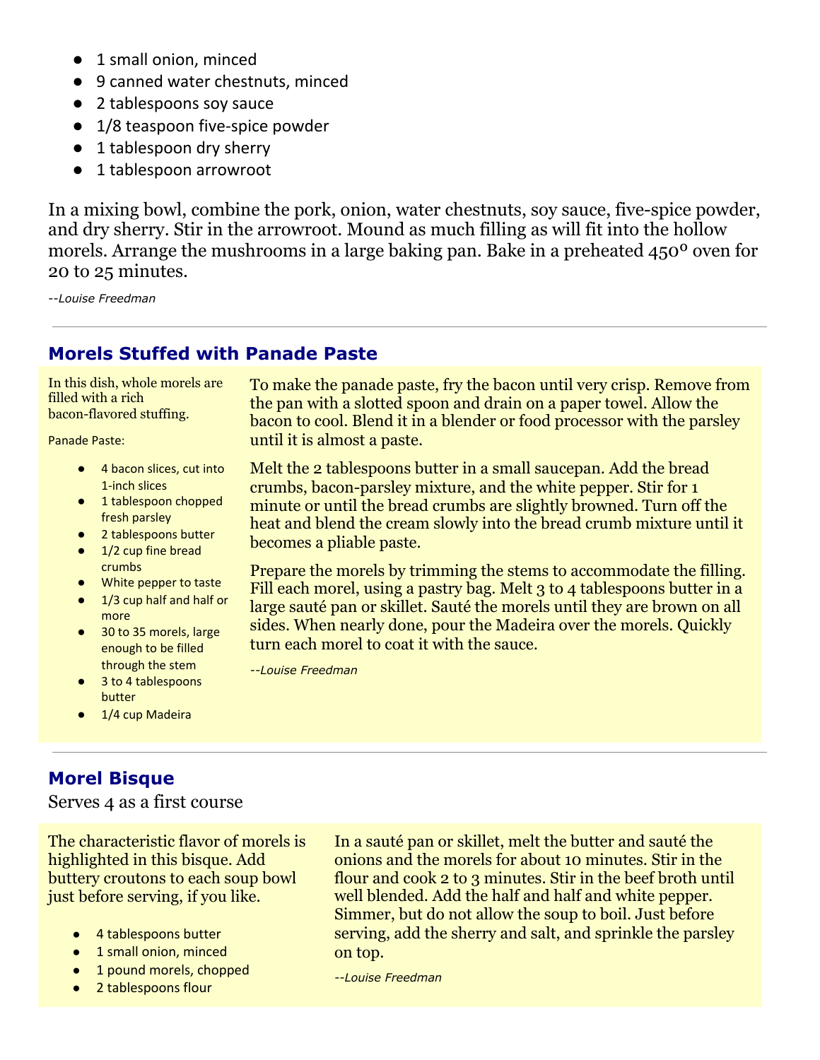- 1 small onion, minced
- 9 canned water chestnuts, minced
- 2 tablespoons soy sauce
- 1/8 teaspoon five-spice powder
- 1 tablespoon dry sherry
- 1 tablespoon arrowroot

In a mixing bowl, combine the pork, onion, water chestnuts, soy sauce, five-spice powder, and dry sherry. Stir in the arrowroot. Mound as much filling as will fit into the hollow morels. Arrange the mushrooms in a large baking pan. Bake in a preheated 450º oven for 20 to 25 minutes.

*--Louise Freedman*

---

## Morels Stuffed with Panade Paste

In this dish, whole morels are filled with a rich bacon-flavored stuffing.

Panade Paste:

- 4 bacon slices, cut into 1-inch slices
- 1 tablespoon chopped fresh parsley
- 2 tablespoons butter
- 1/2 cup fine bread crumbs
- White pepper to taste
- 1/3 cup half and half or more
- 30 to 35 morels, large enough to be filled through the stem
- 3 to 4 tablespoons butter
- 1/4 cup Madeira

To make the panade paste, fry the bacon until very crisp. Remove from the pan with a slotted spoon and drain on a paper towel. Allow the bacon to cool. Blend it in a blender or food processor with the parsley until it is almost a paste.

Melt the 2 tablespoons butter in a small saucepan. Add the bread crumbs, bacon-parsley mixture, and the white pepper. Stir for 1 minute or until the bread crumbs are slightly browned. Turn off the heat and blend the cream slowly into the bread crumb mixture until it becomes a pliable paste.

Prepare the morels by trimming the stems to accommodate the filling. Fill each morel, using a pastry bag. Melt 3 to 4 tablespoons butter in a large sauté pan or skillet. Sauté the morels until they are brown on all sides. When nearly done, pour the Madeira over the morels. Quickly turn each morel to coat it with the sauce.

*--Louise Freedman*

---

## Morel Bisque

Serves 4 as a first course

The characteristic flavor of morels is highlighted in this bisque. Add buttery croutons to each soup bowl just before serving, if you like.

- 4 tablespoons butter
- 1 small onion, minced
- 1 pound morels, chopped
- 2 tablespoons flour

In a sauté pan or skillet, melt the butter and sauté the onions and the morels for about 10 minutes. Stir in the flour and cook 2 to 3 minutes. Stir in the beef broth until well blended. Add the half and half and white pepper. Simmer, but do not allow the soup to boil. Just before serving, add the sherry and salt, and sprinkle the parsley on top.

*--Louise Freedman*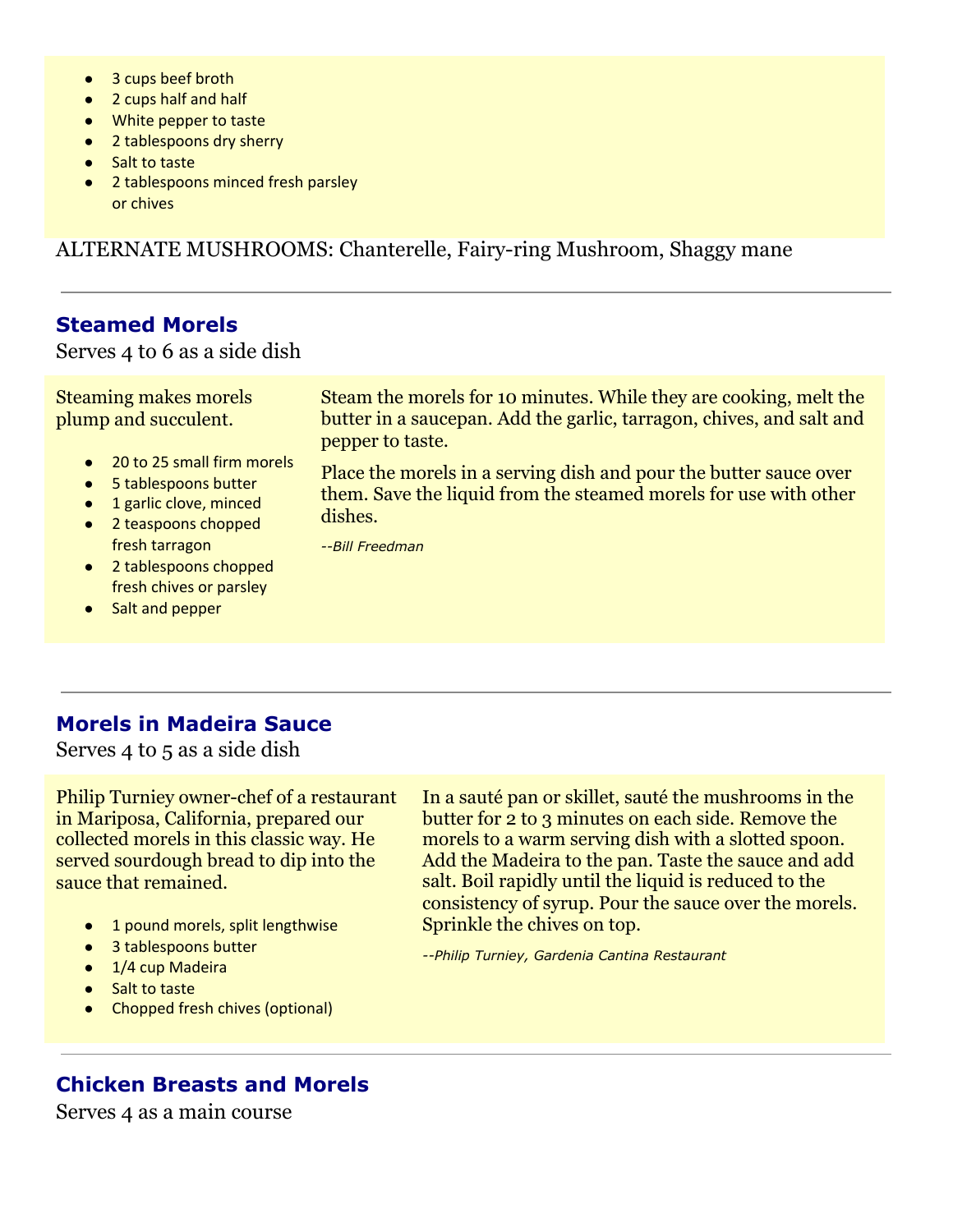- 3 cups beef broth
- 2 cups half and half
- White pepper to taste
- 2 tablespoons dry sherry
- Salt to taste
- 2 tablespoons minced fresh parsley or chives

ALTERNATE MUSHROOMS: Chanterelle, Fairy-ring Mushroom, Shaggy mane

---

## Steamed Morels

Serves 4 to 6 as a side dish

Steaming makes morels plump and succulent.

- 20 to 25 small firm morels
- 5 tablespoons butter
- 1 garlic clove, minced
- 2 teaspoons chopped fresh tarragon
- 2 tablespoons chopped fresh chives or parsley
- Salt and pepper

Steam the morels for 10 minutes. While they are cooking, melt the butter in a saucepan. Add the garlic, tarragon, chives, and salt and pepper to taste.

Place the morels in a serving dish and pour the butter sauce over them. Save the liquid from the steamed morels for use with other dishes.

*--Bill Freedman*

---

## Morels in Madeira Sauce

Serves 4 to 5 as a side dish

Philip Turniey owner-chef of a restaurant in Mariposa, California, prepared our collected morels in this classic way. He served sourdough bread to dip into the sauce that remained.

- 1 pound morels, split lengthwise
- 3 tablespoons butter
- 1/4 cup Madeira
- Salt to taste
- Chopped fresh chives (optional)

In a sauté pan or skillet, sauté the mushrooms in the butter for 2 to 3 minutes on each side. Remove the morels to a warm serving dish with a slotted spoon. Add the Madeira to the pan. Taste the sauce and add salt. Boil rapidly until the liquid is reduced to the consistency of syrup. Pour the sauce over the morels. Sprinkle the chives on top.

*--Philip Turniey, Gardenia Cantina Restaurant*

---

## Chicken Breasts and Morels

Serves 4 as a main course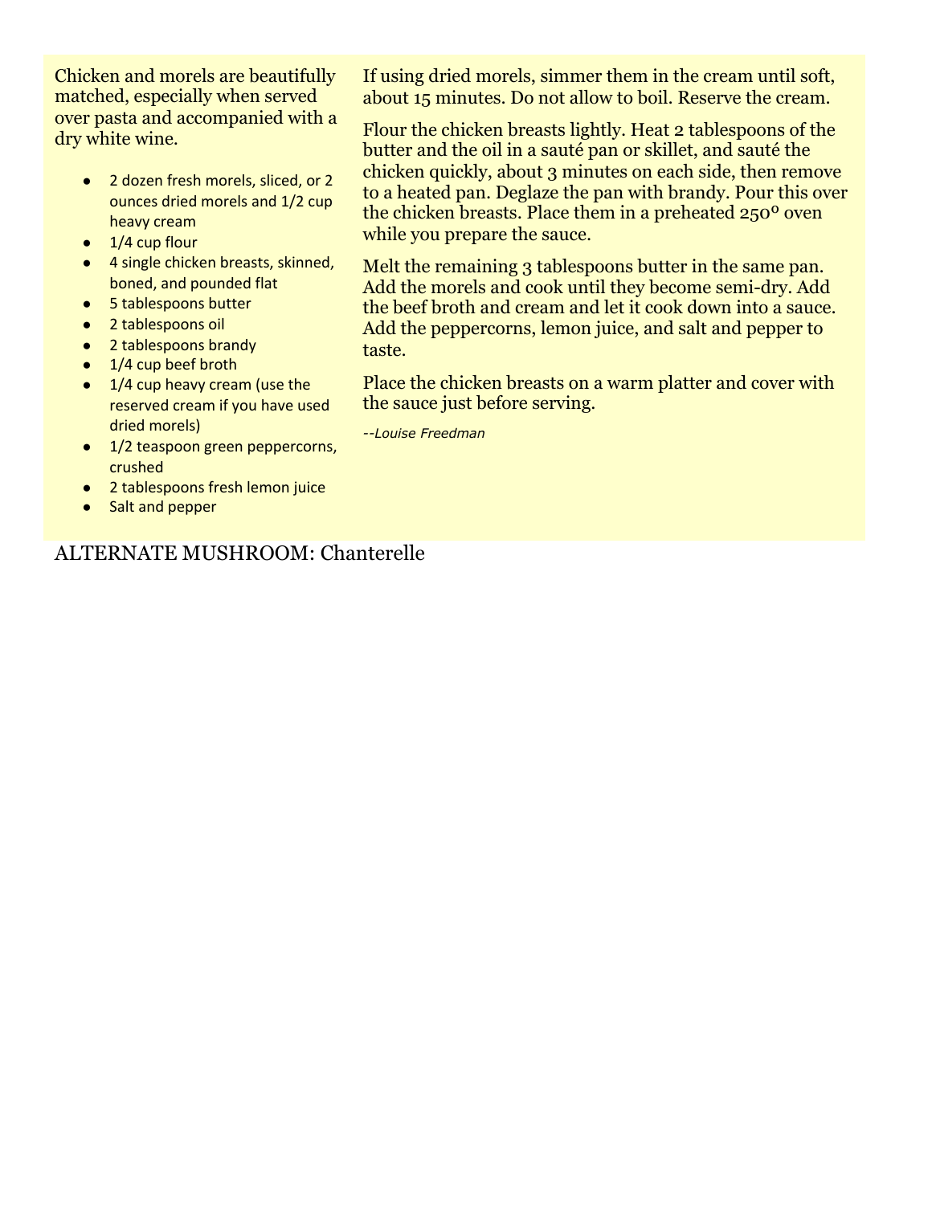Chicken and morels are beautifully matched, especially when served over pasta and accompanied with a dry white wine.

- 2 dozen fresh morels, sliced, or 2 ounces dried morels and 1/2 cup heavy cream
- 1/4 cup flour
- 4 single chicken breasts, skinned, boned, and pounded flat
- 5 tablespoons butter
- 2 tablespoons oil
- 2 tablespoons brandy
- 1/4 cup beef broth
- 1/4 cup heavy cream (use the reserved cream if you have used dried morels)
- 1/2 teaspoon green peppercorns, crushed
- 2 tablespoons fresh lemon juice
- Salt and pepper

If using dried morels, simmer them in the cream until soft, about 15 minutes. Do not allow to boil. Reserve the cream.

Flour the chicken breasts lightly. Heat 2 tablespoons of the butter and the oil in a sauté pan or skillet, and sauté the chicken quickly, about 3 minutes on each side, then remove to a heated pan. Deglaze the pan with brandy. Pour this over the chicken breasts. Place them in a preheated 250º oven while you prepare the sauce.

Melt the remaining 3 tablespoons butter in the same pan. Add the morels and cook until they become semi-dry. Add the beef broth and cream and let it cook down into a sauce. Add the peppercorns, lemon juice, and salt and pepper to taste.

Place the chicken breasts on a warm platter and cover with the sauce just before serving.

*--Louise Freedman*

ALTERNATE MUSHROOM: Chanterelle